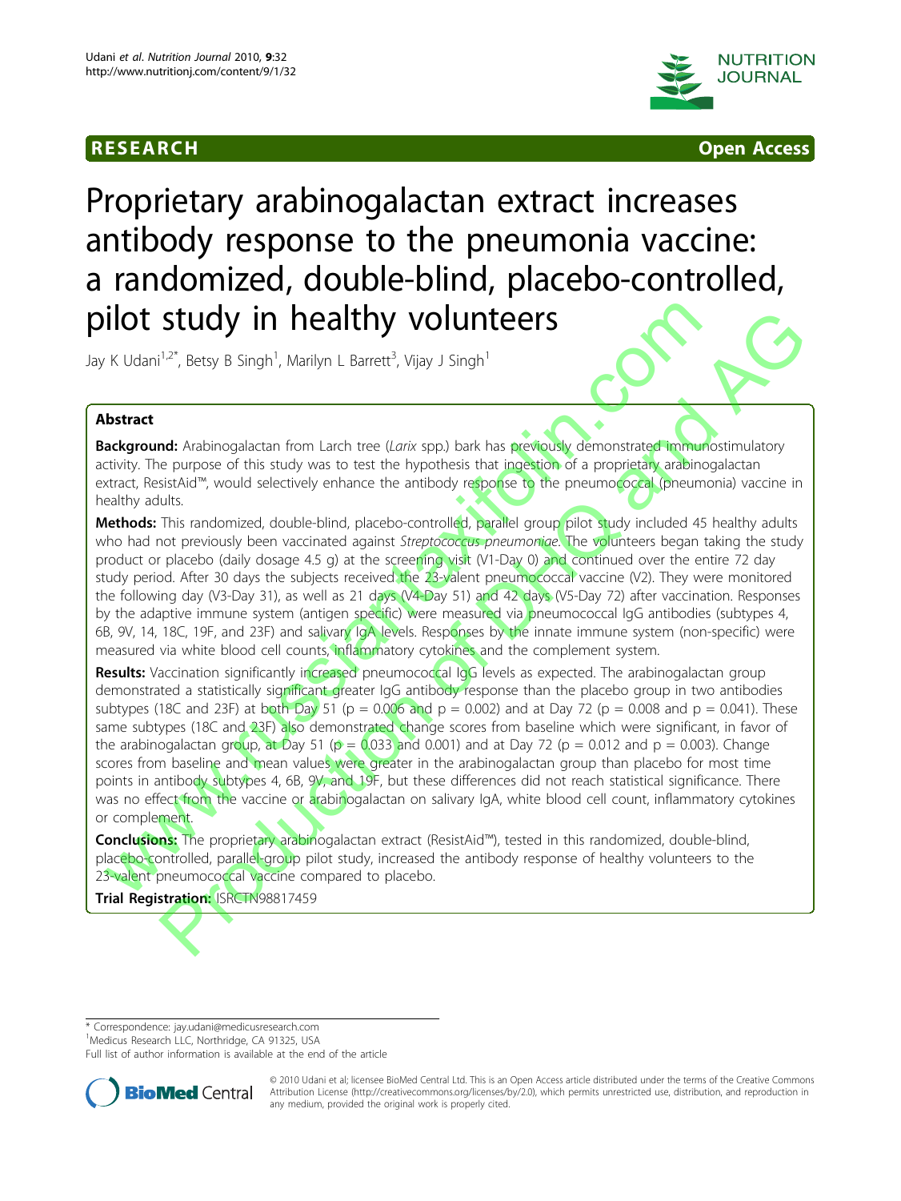RESEARCH

Open Access

# Proprietary arabinogalactan extract increases antibody response to the pneumonia vaccine: a randomized, double-blind, placebo-controlled, pilot study in healthy volunteers

Jay K Udani[1,2*], Betsy B Singh[1], Marilyn L Barrett[3], Vijay J Singh[1]

## Abstract

**Background:** Arabinogalactan from Larch tree (*Larix* spp.) bark has previously demonstrated immunostimulatory activity. The purpose of this study was to test the hypothesis that ingestion of a proprietary arabinogalactan extract, ResistAid™, would selectively enhance the antibody response to the pneumococcal (pneumonia) vaccine in healthy adults.

**Methods:** This randomized, double-blind, placebo-controlled, parallel group pilot study included 45 healthy adults who had not previously been vaccinated against *Streptococcus pneumoniae*. The volunteers began taking the study product or placebo (daily dosage 4.5 g) at the screening visit (V1-Day 0) and continued over the entire 72 day study period. After 30 days the subjects received the 23-valent pneumococcal vaccine (V2). They were monitored the following day (V3-Day 31), as well as 21 days (V4-Day 51) and 42 days (V5-Day 72) after vaccination. Responses by the adaptive immune system (antigen specific) were measured via pneumococcal IgG antibodies (subtypes 4, 6B, 9V, 14, 18C, 19F, and 23F) and salivary IgA levels. Responses by the innate immune system (non-specific) were measured via white blood cell counts, inflammatory cytokines and the complement system.

**Results:** Vaccination significantly increased pneumococcal IgG levels as expected. The arabinogalactan group demonstrated a statistically significant greater IgG antibody response than the placebo group in two antibodies subtypes (18C and 23F) at both Day 51 ($p = 0.006$ and $p = 0.002$) and at Day 72 ($p = 0.008$ and $p = 0.041$). These same subtypes (18C and 23F) also demonstrated change scores from baseline which were significant, in favor of the arabinogalactan group, at Day 51 ($p = 0.033$ and 0.001) and at Day 72 ($p = 0.012$ and $p = 0.003$). Change scores from baseline and mean values were greater in the arabinogalactan group than placebo for most time points in antibody subtypes 4, 6B, 9V, and 19F, but these differences did not reach statistical significance. There was no effect from the vaccine or arabinogalactan on salivary IgA, white blood cell count, inflammatory cytokines or complement.

**Conclusions:** The proprietary arabinogalactan extract (ResistAid™), tested in this randomized, double-blind, placebo-controlled, parallel-group pilot study, increased the antibody response of healthy volunteers to the 23-valent pneumococcal vaccine compared to placebo.

**Trial Registration:** ISRCTN98817459

\* Correspondence: jay.udani@medicusresearch.com
[1]Medicus Research LLC, Northridge, CA 91325, USA
Full list of author information is available at the end of the article

© 2010 Udani et al; licensee BioMed Central Ltd. This is an Open Access article distributed under the terms of the Creative Commons Attribution License (http://creativecommons.org/licenses/by/2.0), which permits unrestricted use, distribution, and reproduction in any medium, provided the original work is properly cited.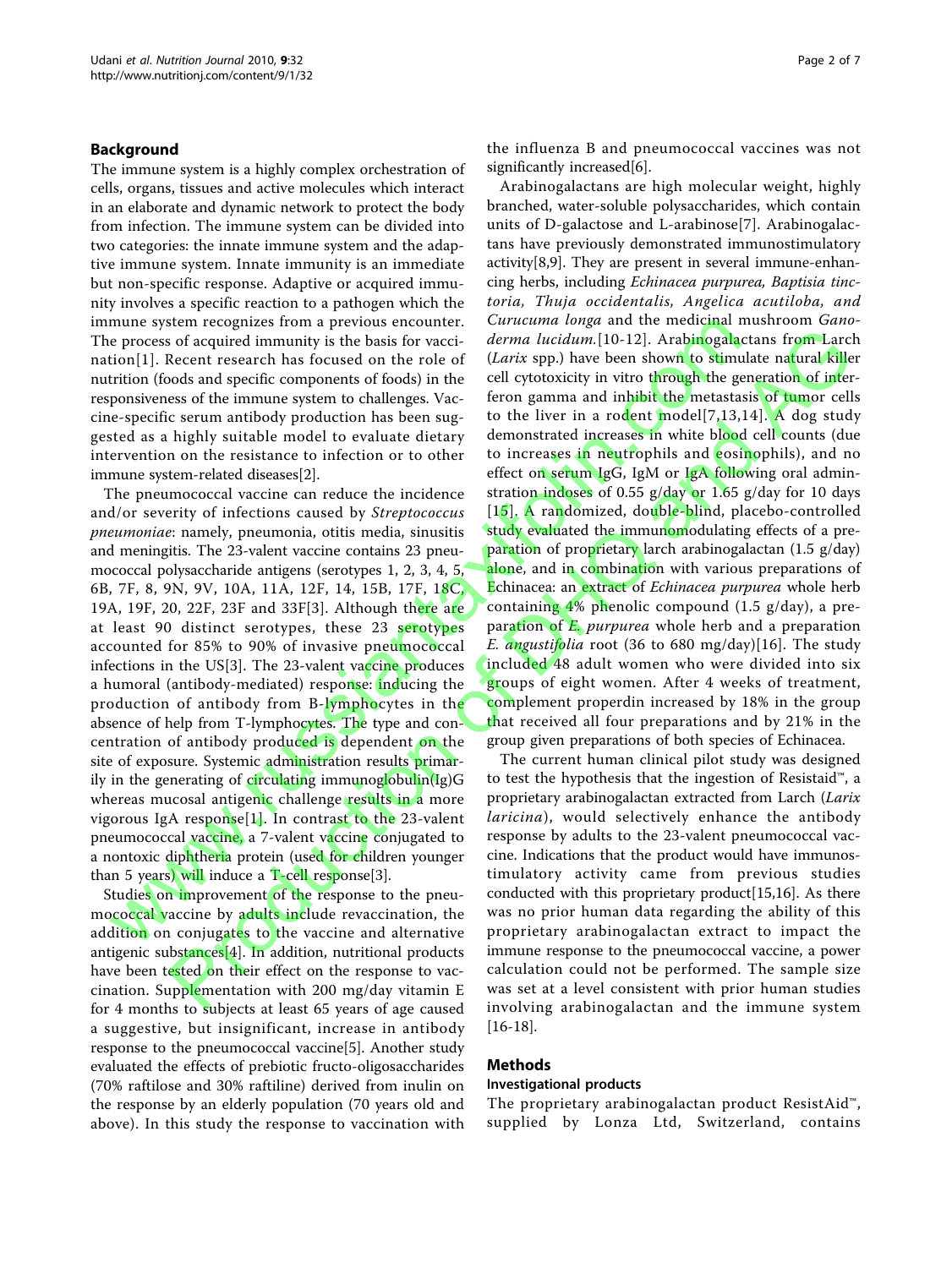## Background

The immune system is a highly complex orchestration of cells, organs, tissues and active molecules which interact in an elaborate and dynamic network to protect the body from infection. The immune system can be divided into two categories: the innate immune system and the adaptive immune system. Innate immunity is an immediate but non-specific response. Adaptive or acquired immunity involves a specific reaction to a pathogen which the immune system recognizes from a previous encounter. The process of acquired immunity is the basis for vaccination[1]. Recent research has focused on the role of nutrition (foods and specific components of foods) in the responsiveness of the immune system to challenges. Vaccine-specific serum antibody production has been suggested as a highly suitable model to evaluate dietary intervention on the resistance to infection or to other immune system-related diseases[2].

The pneumococcal vaccine can reduce the incidence and/or severity of infections caused by *Streptococcus pneumoniae*: namely, pneumonia, otitis media, sinusitis and meningitis. The 23-valent vaccine contains 23 pneumococcal polysaccharide antigens (serotypes 1, 2, 3, 4, 5, 6B, 7F, 8, 9N, 9V, 10A, 11A, 12F, 14, 15B, 17F, 18C, 19A, 19F, 20, 22F, 23F and 33F[3]. Although there are at least 90 distinct serotypes, these 23 serotypes accounted for 85% to 90% of invasive pneumococcal infections in the US[3]. The 23-valent vaccine produces a humoral (antibody-mediated) response: inducing the production of antibody from B-lymphocytes in the absence of help from T-lymphocytes. The type and concentration of antibody produced is dependent on the site of exposure. Systemic administration results primarily in the generating of circulating immunoglobulin(Ig)G whereas mucosal antigenic challenge results in a more vigorous IgA response[1]. In contrast to the 23-valent pneumococcal vaccine, a 7-valent vaccine conjugated to a nontoxic diphtheria protein (used for children younger than 5 years) will induce a T-cell response[3].

Studies on improvement of the response to the pneumococcal vaccine by adults include revaccination, the addition on conjugates to the vaccine and alternative antigenic substances[4]. In addition, nutritional products have been tested on their effect on the response to vaccination. Supplementation with 200 mg/day vitamin E for 4 months to subjects at least 65 years of age caused a suggestive, but insignificant, increase in antibody response to the pneumococcal vaccine[5]. Another study evaluated the effects of prebiotic fructo-oligosaccharides (70% raftilose and 30% raftiline) derived from inulin on the response by an elderly population (70 years old and above). In this study the response to vaccination with the influenza B and pneumococcal vaccines was not significantly increased[6].

Arabinogalactans are high molecular weight, highly branched, water-soluble polysaccharides, which contain units of D-galactose and L-arabinose[7]. Arabinogalactans have previously demonstrated immunostimulatory activity[8,9]. They are present in several immune-enhancing herbs, including *Echinacea purpurea, Baptisia tinctoria, Thuja occidentalis, Angelica acutiloba, and Curucuma longa* and the medicinal mushroom *Ganoderma lucidum*.[10-12]. Arabinogalactans from Larch (*Larix* spp.) have been shown to stimulate natural killer cell cytotoxicity in vitro through the generation of interferon gamma and inhibit the metastasis of tumor cells to the liver in a rodent model[7,13,14]. A dog study demonstrated increases in white blood cell counts (due to increases in neutrophils and eosinophils), and no effect on serum IgG, IgM or IgA following oral administration indoses of 0.55 g/day or 1.65 g/day for 10 days [15]. A randomized, double-blind, placebo-controlled study evaluated the immunomodulating effects of a preparation of proprietary larch arabinogalactan (1.5 g/day) alone, and in combination with various preparations of Echinacea: an extract of *Echinacea purpurea* whole herb containing 4% phenolic compound (1.5 g/day), a preparation of *E. purpurea* whole herb and a preparation *E. angustifolia* root (36 to 680 mg/day)[16]. The study included 48 adult women who were divided into six groups of eight women. After 4 weeks of treatment, complement properdin increased by 18% in the group that received all four preparations and by 21% in the group given preparations of both species of Echinacea.

The current human clinical pilot study was designed to test the hypothesis that the ingestion of Resistaid™, a proprietary arabinogalactan extracted from Larch (*Larix laricina*), would selectively enhance the antibody response by adults to the 23-valent pneumococcal vaccine. Indications that the product would have immunostimulatory activity came from previous studies conducted with this proprietary product[15,16]. As there was no prior human data regarding the ability of this proprietary arabinogalactan extract to impact the immune response to the pneumococcal vaccine, a power calculation could not be performed. The sample size was set at a level consistent with prior human studies involving arabinogalactan and the immune system [16-18].

## Methods

### Investigational products

The proprietary arabinogalactan product ResistAid™, supplied by Lonza Ltd, Switzerland, contains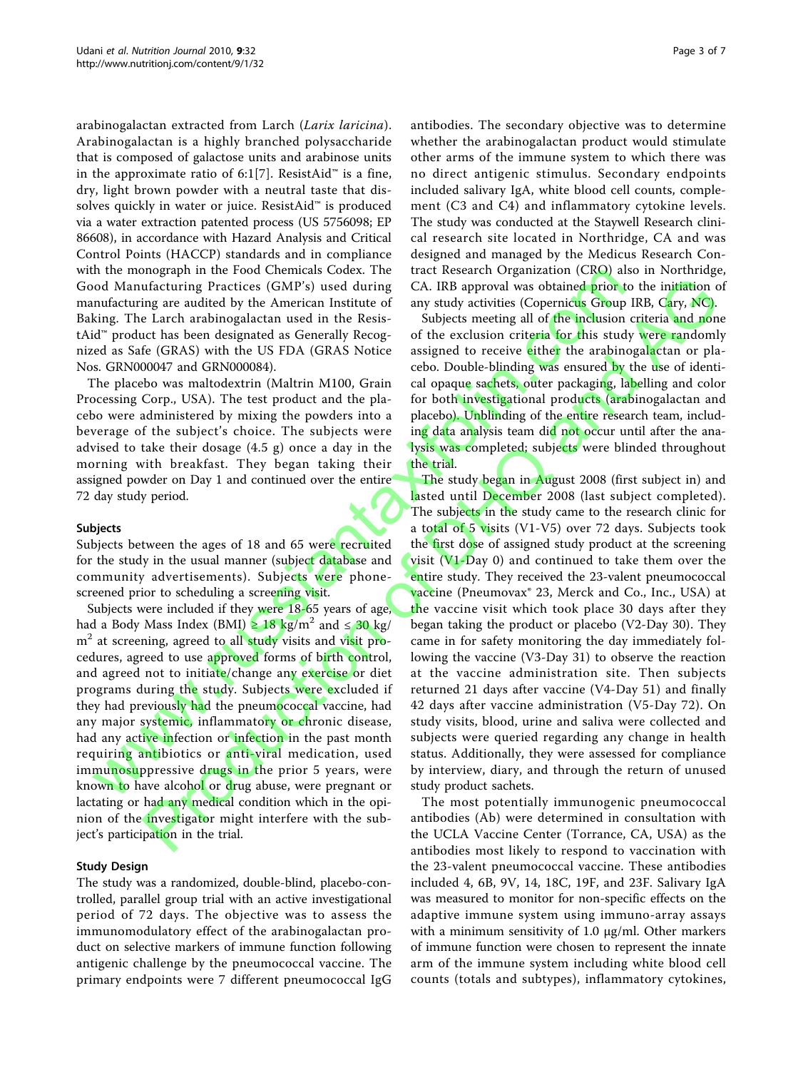arabinogalactan extracted from Larch (*Larix laricina*). Arabinogalactan is a highly branched polysaccharide that is composed of galactose units and arabinose units in the approximate ratio of 6:1[7]. ResistAid™ is a fine, dry, light brown powder with a neutral taste that dissolves quickly in water or juice. ResistAid™ is produced via a water extraction patented process (US 5756098; EP 86608), in accordance with Hazard Analysis and Critical Control Points (HACCP) standards and in compliance with the monograph in the Food Chemicals Codex. The Good Manufacturing Practices (GMP's) used during manufacturing are audited by the American Institute of Baking. The Larch arabinogalactan used in the ResistAid™ product has been designated as Generally Recognized as Safe (GRAS) with the US FDA (GRAS Notice Nos. GRN000047 and GRN000084).

The placebo was maltodextrin (Maltrin M100, Grain Processing Corp., USA). The test product and the placebo were administered by mixing the powders into a beverage of the subject's choice. The subjects were advised to take their dosage (4.5 g) once a day in the morning with breakfast. They began taking their assigned powder on Day 1 and continued over the entire 72 day study period.

### Subjects

Subjects between the ages of 18 and 65 were recruited for the study in the usual manner (subject database and community advertisements). Subjects were phone-screened prior to scheduling a screening visit.

Subjects were included if they were 18-65 years of age, had a Body Mass Index (BMI) ≥ 18 kg/m$^2$ and ≤ 30 kg/m$^2$ at screening, agreed to all study visits and visit procedures, agreed to use approved forms of birth control, and agreed not to initiate/change any exercise or diet programs during the study. Subjects were excluded if they had previously had the pneumococcal vaccine, had any major systemic, inflammatory or chronic disease, had any active infection or infection in the past month requiring antibiotics or anti-viral medication, used immunosuppressive drugs in the prior 5 years, were known to have alcohol or drug abuse, were pregnant or lactating or had any medical condition which in the opinion of the investigator might interfere with the subject's participation in the trial.

### Study Design

The study was a randomized, double-blind, placebo-controlled, parallel group trial with an active investigational period of 72 days. The objective was to assess the immunomodulatory effect of the arabinogalactan product on selective markers of immune function following antigenic challenge by the pneumococcal vaccine. The primary endpoints were 7 different pneumococcal IgG antibodies. The secondary objective was to determine whether the arabinogalactan product would stimulate other arms of the immune system to which there was no direct antigenic stimulus. Secondary endpoints included salivary IgA, white blood cell counts, complement (C3 and C4) and inflammatory cytokine levels. The study was conducted at the Staywell Research clinical research site located in Northridge, CA and was designed and managed by the Medicus Research Contract Research Organization (CRO) also in Northridge, CA. IRB approval was obtained prior to the initiation of any study activities (Copernicus Group IRB, Cary, NC).

Subjects meeting all of the inclusion criteria and none of the exclusion criteria for this study were randomly assigned to receive either the arabinogalactan or placebo. Double-blinding was ensured by the use of identical opaque sachets, outer packaging, labelling and color for both investigational products (arabinogalactan and placebo). Unblinding of the entire research team, including data analysis team did not occur until after the analysis was completed; subjects were blinded throughout the trial.

The study began in August 2008 (first subject in) and lasted until December 2008 (last subject completed). The subjects in the study came to the research clinic for a total of 5 visits (V1-V5) over 72 days. Subjects took the first dose of assigned study product at the screening visit (V1-Day 0) and continued to take them over the entire study. They received the 23-valent pneumococcal vaccine (Pneumovax® 23, Merck and Co., Inc., USA) at the vaccine visit which took place 30 days after they began taking the product or placebo (V2-Day 30). They came in for safety monitoring the day immediately following the vaccine (V3-Day 31) to observe the reaction at the vaccine administration site. Then subjects returned 21 days after vaccine (V4-Day 51) and finally 42 days after vaccine administration (V5-Day 72). On study visits, blood, urine and saliva were collected and subjects were queried regarding any change in health status. Additionally, they were assessed for compliance by interview, diary, and through the return of unused study product sachets.

The most potentially immunogenic pneumococcal antibodies (Ab) were determined in consultation with the UCLA Vaccine Center (Torrance, CA, USA) as the antibodies most likely to respond to vaccination with the 23-valent pneumococcal vaccine. These antibodies included 4, 6B, 9V, 14, 18C, 19F, and 23F. Salivary IgA was measured to monitor for non-specific effects on the adaptive immune system using immuno-array assays with a minimum sensitivity of 1.0 μg/ml. Other markers of immune function were chosen to represent the innate arm of the immune system including white blood cell counts (totals and subtypes), inflammatory cytokines,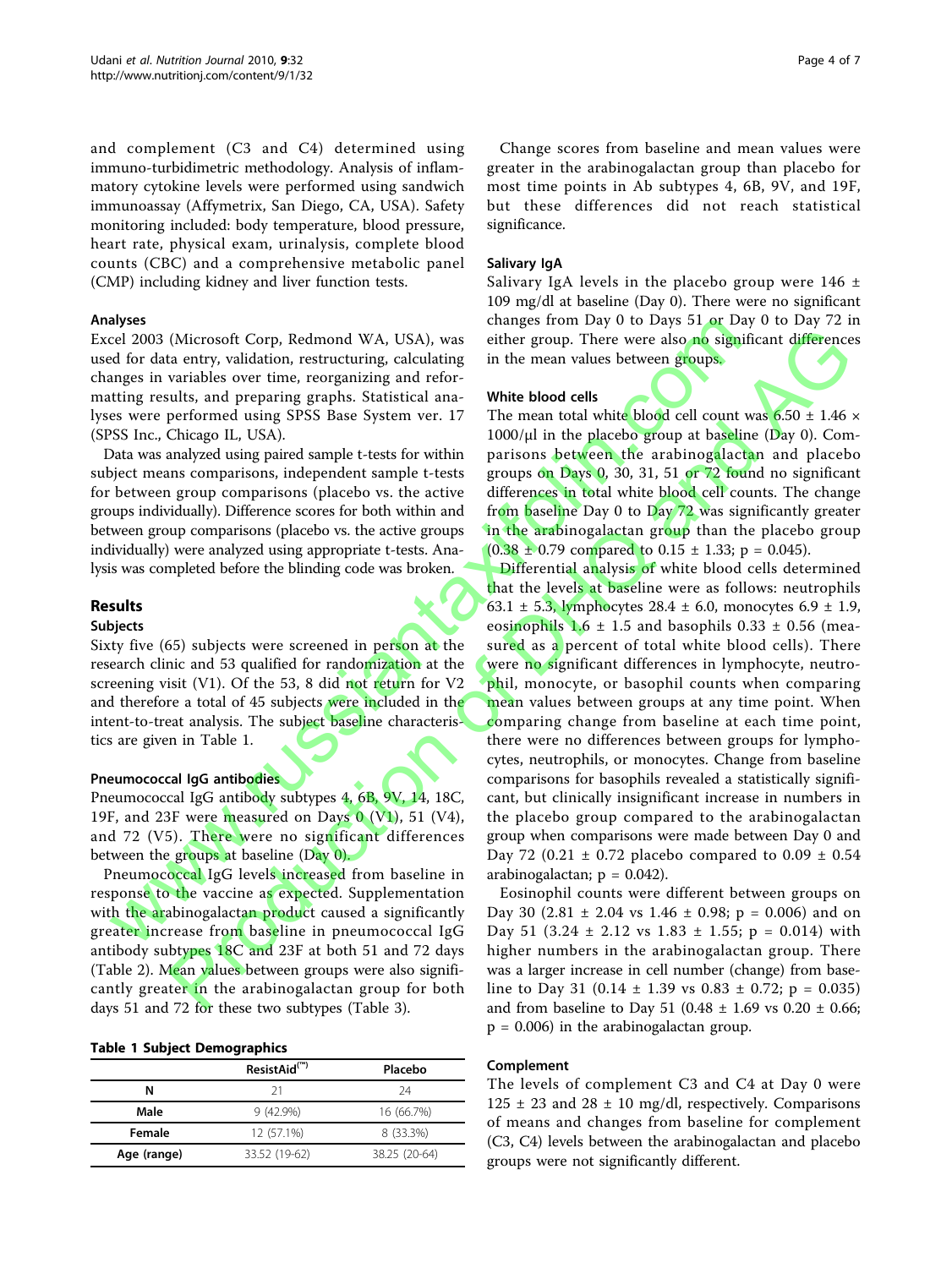and complement (C3 and C4) determined using immuno-turbidimetric methodology. Analysis of inflammatory cytokine levels were performed using sandwich immunoassay (Affymetrix, San Diego, CA, USA). Safety monitoring included: body temperature, blood pressure, heart rate, physical exam, urinalysis, complete blood counts (CBC) and a comprehensive metabolic panel (CMP) including kidney and liver function tests.

#### Analyses

Excel 2003 (Microsoft Corp, Redmond WA, USA), was used for data entry, validation, restructuring, calculating changes in variables over time, reorganizing and reformatting results, and preparing graphs. Statistical analyses were performed using SPSS Base System ver. 17 (SPSS Inc., Chicago IL, USA).

Data was analyzed using paired sample t-tests for within subject means comparisons, independent sample t-tests for between group comparisons (placebo vs. the active groups individually). Difference scores for both within and between group comparisons (placebo vs. the active groups individually) were analyzed using appropriate t-tests. Analysis was completed before the blinding code was broken.

## Results

### Subjects

Sixty five (65) subjects were screened in person at the research clinic and 53 qualified for randomization at the screening visit (V1). Of the 53, 8 did not return for V2 and therefore a total of 45 subjects were included in the intent-to-treat analysis. The subject baseline characteristics are given in Table 1.

#### Pneumococcal IgG antibodies

Pneumococcal IgG antibody subtypes 4, 6B, 9V, 14, 18C, 19F, and 23F were measured on Days 0 (V1), 51 (V4), and 72 (V5). There were no significant differences between the groups at baseline (Day 0).

Pneumococcal IgG levels increased from baseline in response to the vaccine as expected. Supplementation with the arabinogalactan product caused a significantly greater increase from baseline in pneumococcal IgG antibody subtypes 18C and 23F at both 51 and 72 days (Table 2). Mean values between groups were also significantly greater in the arabinogalactan group for both days 51 and 72 for these two subtypes (Table 3).

**Table 1 Subject Demographics**

| | ResistAid(™) | Placebo |
|---|---|---|
| **N** | 21 | 24 |
| **Male** | 9 (42.9%) | 16 (66.7%) |
| **Female** | 12 (57.1%) | 8 (33.3%) |
| **Age (range)** | 33.52 (19-62) | 38.25 (20-64) |

Change scores from baseline and mean values were greater in the arabinogalactan group than placebo for most time points in Ab subtypes 4, 6B, 9V, and 19F, but these differences did not reach statistical significance.

#### Salivary IgA

Salivary IgA levels in the placebo group were 146 ± 109 mg/dl at baseline (Day 0). There were no significant changes from Day 0 to Days 51 or Day 0 to Day 72 in either group. There were also no significant differences in the mean values between groups.

#### White blood cells

The mean total white blood cell count was 6.50 ± 1.46 × 1000/μl in the placebo group at baseline (Day 0). Comparisons between the arabinogalactan and placebo groups on Days 0, 30, 31, 51 or 72 found no significant differences in total white blood cell counts. The change from baseline Day 0 to Day 72 was significantly greater in the arabinogalactan group than the placebo group (0.38 ± 0.79 compared to 0.15 ± 1.33; $p = 0.045$).

Differential analysis of white blood cells determined that the levels at baseline were as follows: neutrophils 63.1 ± 5.3, lymphocytes 28.4 ± 6.0, monocytes 6.9 ± 1.9, eosinophils 1.6 ± 1.5 and basophils 0.33 ± 0.56 (measured as a percent of total white blood cells). There were no significant differences in lymphocyte, neutrophil, monocyte, or basophil counts when comparing mean values between groups at any time point. When comparing change from baseline at each time point, there were no differences between groups for lymphocytes, neutrophils, or monocytes. Change from baseline comparisons for basophils revealed a statistically significant, but clinically insignificant increase in numbers in the placebo group compared to the arabinogalactan group when comparisons were made between Day 0 and Day 72 (0.21 ± 0.72 placebo compared to 0.09 ± 0.54 arabinogalactan; $p = 0.042$).

Eosinophil counts were different between groups on Day 30 (2.81 ± 2.04 vs 1.46 ± 0.98; $p = 0.006$) and on Day 51 (3.24 ± 2.12 vs 1.83 ± 1.55; $p = 0.014$) with higher numbers in the arabinogalactan group. There was a larger increase in cell number (change) from baseline to Day 31 (0.14 ± 1.39 vs 0.83 ± 0.72; $p = 0.035$) and from baseline to Day 51 (0.48 ± 1.69 vs 0.20 ± 0.66; $p = 0.006$) in the arabinogalactan group.

#### Complement

The levels of complement C3 and C4 at Day 0 were 125 ± 23 and 28 ± 10 mg/dl, respectively. Comparisons of means and changes from baseline for complement (C3, C4) levels between the arabinogalactan and placebo groups were not significantly different.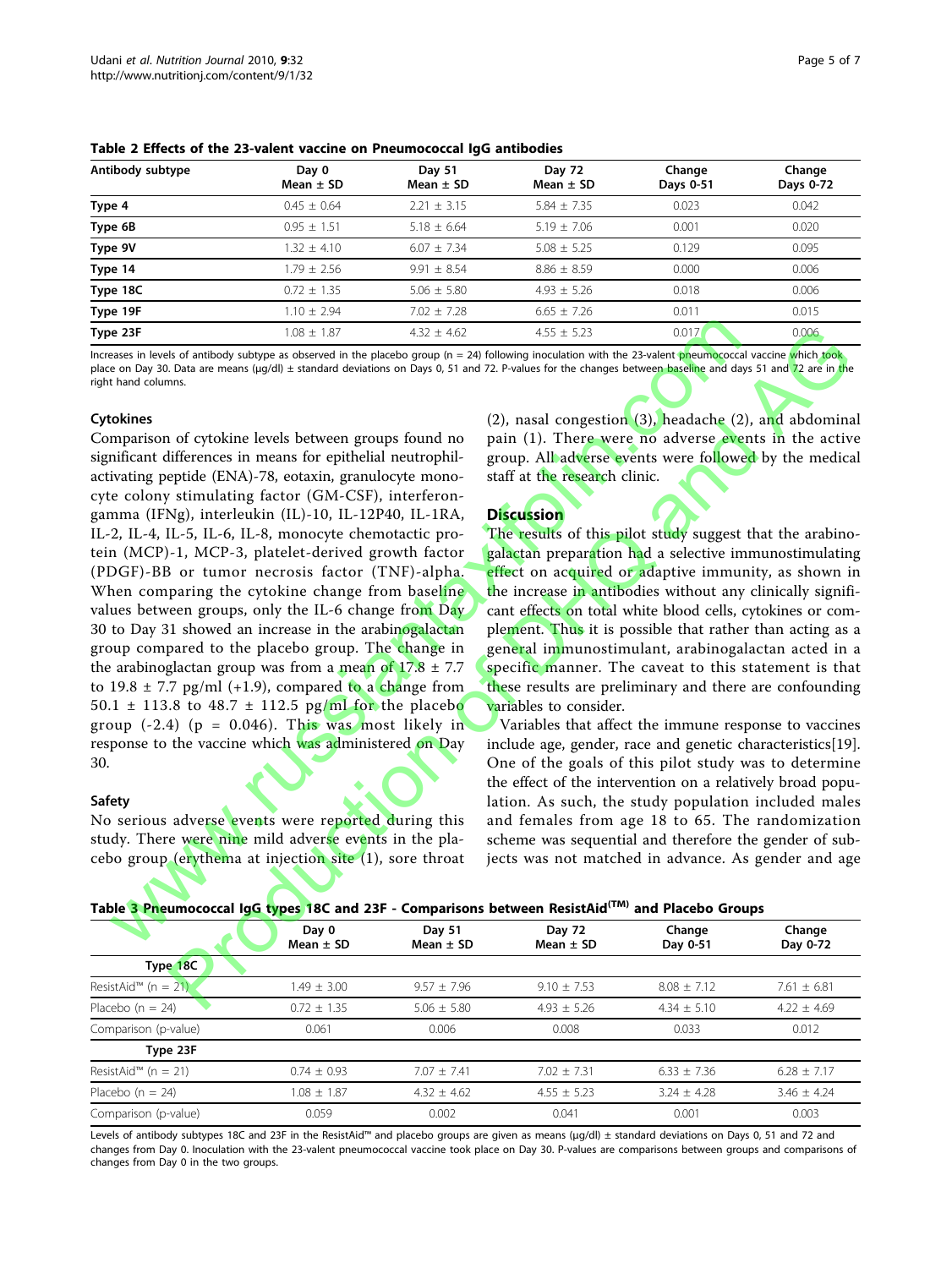**Table 2 Effects of the 23-valent vaccine on Pneumococcal IgG antibodies**

| Antibody subtype | Day 0 Mean ± SD | Day 51 Mean ± SD | Day 72 Mean ± SD | Change Days 0-51 | Change Days 0-72 |
|---|---|---|---|---|---|
| **Type 4** | 0.45 ± 0.64 | 2.21 ± 3.15 | 5.84 ± 7.35 | 0.023 | 0.042 |
| **Type 6B** | 0.95 ± 1.51 | 5.18 ± 6.64 | 5.19 ± 7.06 | 0.001 | 0.020 |
| **Type 9V** | 1.32 ± 4.10 | 6.07 ± 7.34 | 5.08 ± 5.25 | 0.129 | 0.095 |
| **Type 14** | 1.79 ± 2.56 | 9.91 ± 8.54 | 8.86 ± 8.59 | 0.000 | 0.006 |
| **Type 18C** | 0.72 ± 1.35 | 5.06 ± 5.80 | 4.93 ± 5.26 | 0.018 | 0.006 |
| **Type 19F** | 1.10 ± 2.94 | 7.02 ± 7.28 | 6.65 ± 7.26 | 0.011 | 0.015 |
| **Type 23F** | 1.08 ± 1.87 | 4.32 ± 4.62 | 4.55 ± 5.23 | 0.017 | 0.006 |

Increases in levels of antibody subtype as observed in the placebo group (n = 24) following inoculation with the 23-valent pneumococcal vaccine which took place on Day 30. Data are means (μg/dl) ± standard deviations on Days 0, 51 and 72. P-values for the changes between baseline and days 51 and 72 are in the right hand columns.

### Cytokines

Comparison of cytokine levels between groups found no significant differences in means for epithelial neutrophil-activating peptide (ENA)-78, eotaxin, granulocyte monocyte colony stimulating factor (GM-CSF), interferon-gamma (IFNg), interleukin (IL)-10, IL-12P40, IL-1RA, IL-2, IL-4, IL-5, IL-6, IL-8, monocyte chemotactic protein (MCP)-1, MCP-3, platelet-derived growth factor (PDGF)-BB or tumor necrosis factor (TNF)-alpha. When comparing the cytokine change from baseline values between groups, only the IL-6 change from Day 30 to Day 31 showed an increase in the arabinogalactan group compared to the placebo group. The change in the arabinoglactan group was from a mean of 17.8 ± 7.7 to 19.8 ± 7.7 pg/ml (+1.9), compared to a change from 50.1 ± 113.8 to 48.7 ± 112.5 pg/ml for the placebo group (-2.4) (p = 0.046). This was most likely in response to the vaccine which was administered on Day 30.

### Safety

No serious adverse events were reported during this study. There were nine mild adverse events in the placebo group (erythema at injection site (1), sore throat (2), nasal congestion (3), headache (2), and abdominal pain (1). There were no adverse events in the active group. All adverse events were followed by the medical staff at the research clinic.

## Discussion

The results of this pilot study suggest that the arabinogalactan preparation had a selective immunostimulating effect on acquired or adaptive immunity, as shown in the increase in antibodies without any clinically significant effects on total white blood cells, cytokines or complement. Thus it is possible that rather than acting as a general immunostimulant, arabinogalactan acted in a specific manner. The caveat to this statement is that these results are preliminary and there are confounding variables to consider.

Variables that affect the immune response to vaccines include age, gender, race and genetic characteristics[19]. One of the goals of this pilot study was to determine the effect of the intervention on a relatively broad population. As such, the study population included males and females from age 18 to 65. The randomization scheme was sequential and therefore the gender of subjects was not matched in advance. As gender and age

**Table 3 Pneumococcal IgG types 18C and 23F - Comparisons between ResistAid(TM) and Placebo Groups**

| | Day 0 Mean ± SD | Day 51 Mean ± SD | Day 72 Mean ± SD | Change Day 0-51 | Change Day 0-72 |
|---|---|---|---|---|---|
| **Type 18C** | | | | | |
| ResistAid™ (n = 21) | 1.49 ± 3.00 | 9.57 ± 7.96 | 9.10 ± 7.53 | 8.08 ± 7.12 | 7.61 ± 6.81 |
| Placebo (n = 24) | 0.72 ± 1.35 | 5.06 ± 5.80 | 4.93 ± 5.26 | 4.34 ± 5.10 | 4.22 ± 4.69 |
| Comparison (p-value) | 0.061 | 0.006 | 0.008 | 0.033 | 0.012 |
| **Type 23F** | | | | | |
| ResistAid™ (n = 21) | 0.74 ± 0.93 | 7.07 ± 7.41 | 7.02 ± 7.31 | 6.33 ± 7.36 | 6.28 ± 7.17 |
| Placebo (n = 24) | 1.08 ± 1.87 | 4.32 ± 4.62 | 4.55 ± 5.23 | 3.24 ± 4.28 | 3.46 ± 4.24 |
| Comparison (p-value) | 0.059 | 0.002 | 0.041 | 0.001 | 0.003 |

Levels of antibody subtypes 18C and 23F in the ResistAid™ and placebo groups are given as means (μg/dl) ± standard deviations on Days 0, 51 and 72 and changes from Day 0. Inoculation with the 23-valent pneumococcal vaccine took place on Day 30. P-values are comparisons between groups and comparisons of changes from Day 0 in the two groups.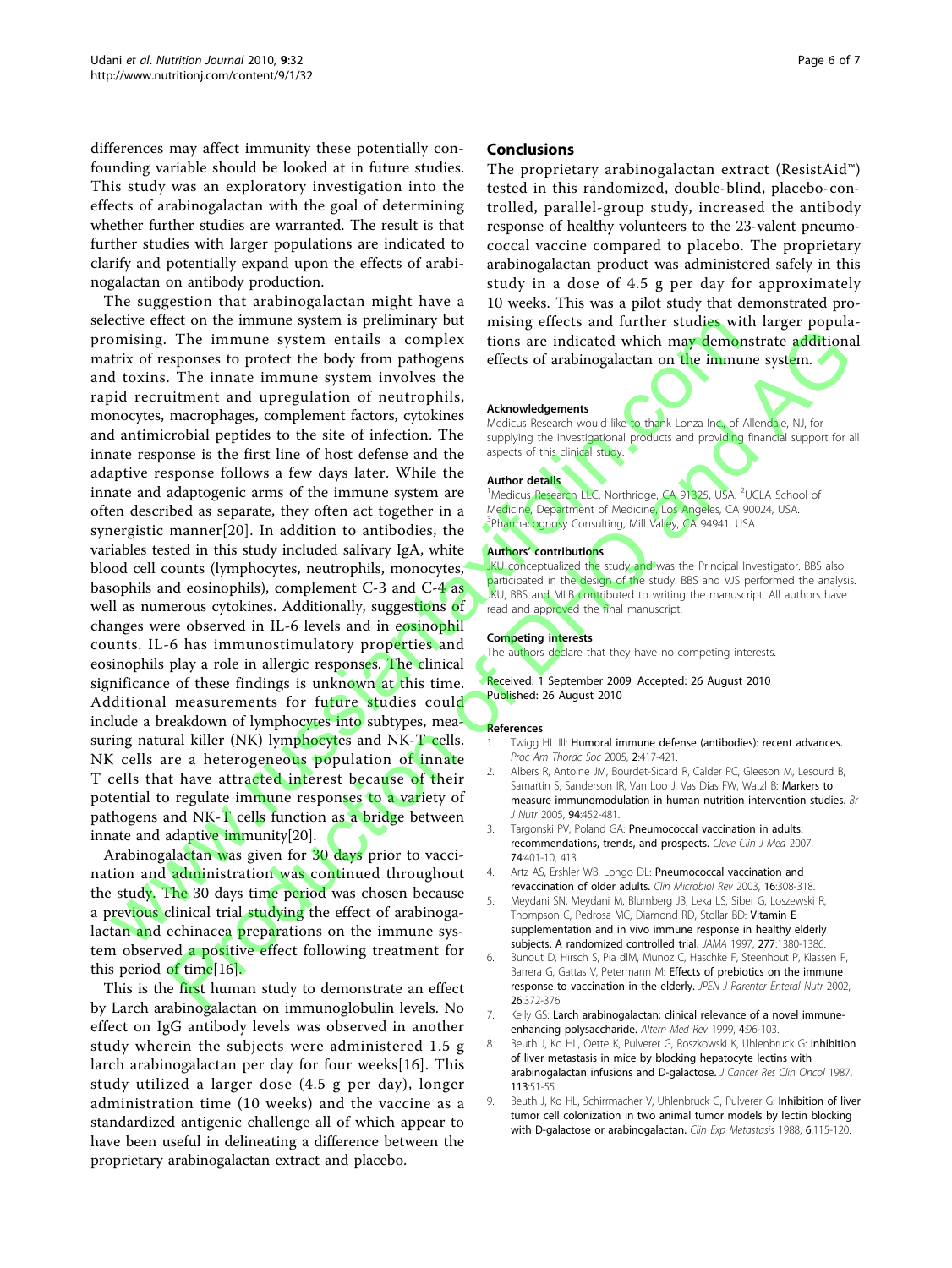differences may affect immunity these potentially confounding variable should be looked at in future studies. This study was an exploratory investigation into the effects of arabinogalactan with the goal of determining whether further studies are warranted. The result is that further studies with larger populations are indicated to clarify and potentially expand upon the effects of arabinogalactan on antibody production.

The suggestion that arabinogalactan might have a selective effect on the immune system is preliminary but promising. The immune system entails a complex matrix of responses to protect the body from pathogens and toxins. The innate immune system involves the rapid recruitment and upregulation of neutrophils, monocytes, macrophages, complement factors, cytokines and antimicrobial peptides to the site of infection. The innate response is the first line of host defense and the adaptive response follows a few days later. While the innate and adaptogenic arms of the immune system are often described as separate, they often act together in a synergistic manner[20]. In addition to antibodies, the variables tested in this study included salivary IgA, white blood cell counts (lymphocytes, neutrophils, monocytes, basophils and eosinophils), complement C-3 and C-4 as well as numerous cytokines. Additionally, suggestions of changes were observed in IL-6 levels and in eosinophil counts. IL-6 has immunostimulatory properties and eosinophils play a role in allergic responses. The clinical significance of these findings is unknown at this time. Additional measurements for future studies could include a breakdown of lymphocytes into subtypes, measuring natural killer (NK) lymphocytes and NK-T cells. NK cells are a heterogeneous population of innate T cells that have attracted interest because of their potential to regulate immune responses to a variety of pathogens and NK-T cells function as a bridge between innate and adaptive immunity[20].

Arabinogalactan was given for 30 days prior to vaccination and administration was continued throughout the study. The 30 days time period was chosen because a previous clinical trial studying the effect of arabinogalactan and echinacea preparations on the immune system observed a positive effect following treatment for this period of time[16].

This is the first human study to demonstrate an effect by Larch arabinogalactan on immunoglobulin levels. No effect on IgG antibody levels was observed in another study wherein the subjects were administered 1.5 g larch arabinogalactan per day for four weeks[16]. This study utilized a larger dose (4.5 g per day), longer administration time (10 weeks) and the vaccine as a standardized antigenic challenge all of which appear to have been useful in delineating a difference between the proprietary arabinogalactan extract and placebo.

## Conclusions

The proprietary arabinogalactan extract (ResistAid™) tested in this randomized, double-blind, placebo-controlled, parallel-group study, increased the antibody response of healthy volunteers to the 23-valent pneumococcal vaccine compared to placebo. The proprietary arabinogalactan product was administered safely in this study in a dose of 4.5 g per day for approximately 10 weeks. This was a pilot study that demonstrated promising effects and further studies with larger populations are indicated which may demonstrate additional effects of arabinogalactan on the immune system.

#### Acknowledgements

Medicus Research would like to thank Lonza Inc. of Allendale, NJ, for supplying the investigational products and providing financial support for all aspects of this clinical study.

#### Author details

[1]Medicus Research LLC, Northridge, CA 91325, USA. [2]UCLA School of Medicine, Department of Medicine, Los Angeles, CA 90024, USA. [3]Pharmacognosy Consulting, Mill Valley, CA 94941, USA.

#### Authors' contributions

JKU conceptualized the study and was the Principal Investigator. BBS also participated in the design of the study. BBS and VJS performed the analysis. JKU, BBS and MLB contributed to writing the manuscript. All authors have read and approved the final manuscript.

#### Competing interests

The authors declare that they have no competing interests.

Received: 1 September 2009 Accepted: 26 August 2010
Published: 26 August 2010

#### References

1. Twigg HL III: **Humoral immune defense (antibodies): recent advances.** *Proc Am Thorac Soc* 2005, **2**:417-421.
2. Albers R, Antoine JM, Bourdet-Sicard R, Calder PC, Gleeson M, Lesourd B, Samartín S, Sanderson IR, Van Loo J, Vas Dias FW, Watzl B: **Markers to measure immunomodulation in human nutrition intervention studies.** *Br J Nutr* 2005, **94**:452-481.
3. Targonski PV, Poland GA: **Pneumococcal vaccination in adults: recommendations, trends, and prospects.** *Cleve Clin J Med* 2007, **74**:401-10, 413.
4. Artz AS, Ershler WB, Longo DL: **Pneumococcal vaccination and revaccination of older adults.** *Clin Microbiol Rev* 2003, **16**:308-318.
5. Meydani SN, Meydani M, Blumberg JB, Leka LS, Siber G, Loszewski R, Thompson C, Pedrosa MC, Diamond RD, Stollar BD: **Vitamin E supplementation and in vivo immune response in healthy elderly subjects. A randomized controlled trial.** *JAMA* 1997, **277**:1380-1386.
6. Bunout D, Hirsch S, Pia dlM, Munoz C, Haschke F, Steenhout P, Klassen P, Barrera G, Gattas V, Petermann M: **Effects of prebiotics on the immune response to vaccination in the elderly.** *JPEN J Parenter Enteral Nutr* 2002, **26**:372-376.
7. Kelly GS: **Larch arabinogalactan: clinical relevance of a novel immune-enhancing polysaccharide.** *Altern Med Rev* 1999, **4**:96-103.
8. Beuth J, Ko HL, Oette K, Pulverer G, Roszkowski K, Uhlenbruck G: **Inhibition of liver metastasis in mice by blocking hepatocyte lectins with arabinogalactan infusions and D-galactose.** *J Cancer Res Clin Oncol* 1987, **113**:51-55.
9. Beuth J, Ko HL, Schirrmacher V, Uhlenbruck G, Pulverer G: **Inhibition of liver tumor cell colonization in two animal tumor models by lectin blocking with D-galactose or arabinogalactan.** *Clin Exp Metastasis* 1988, **6**:115-120.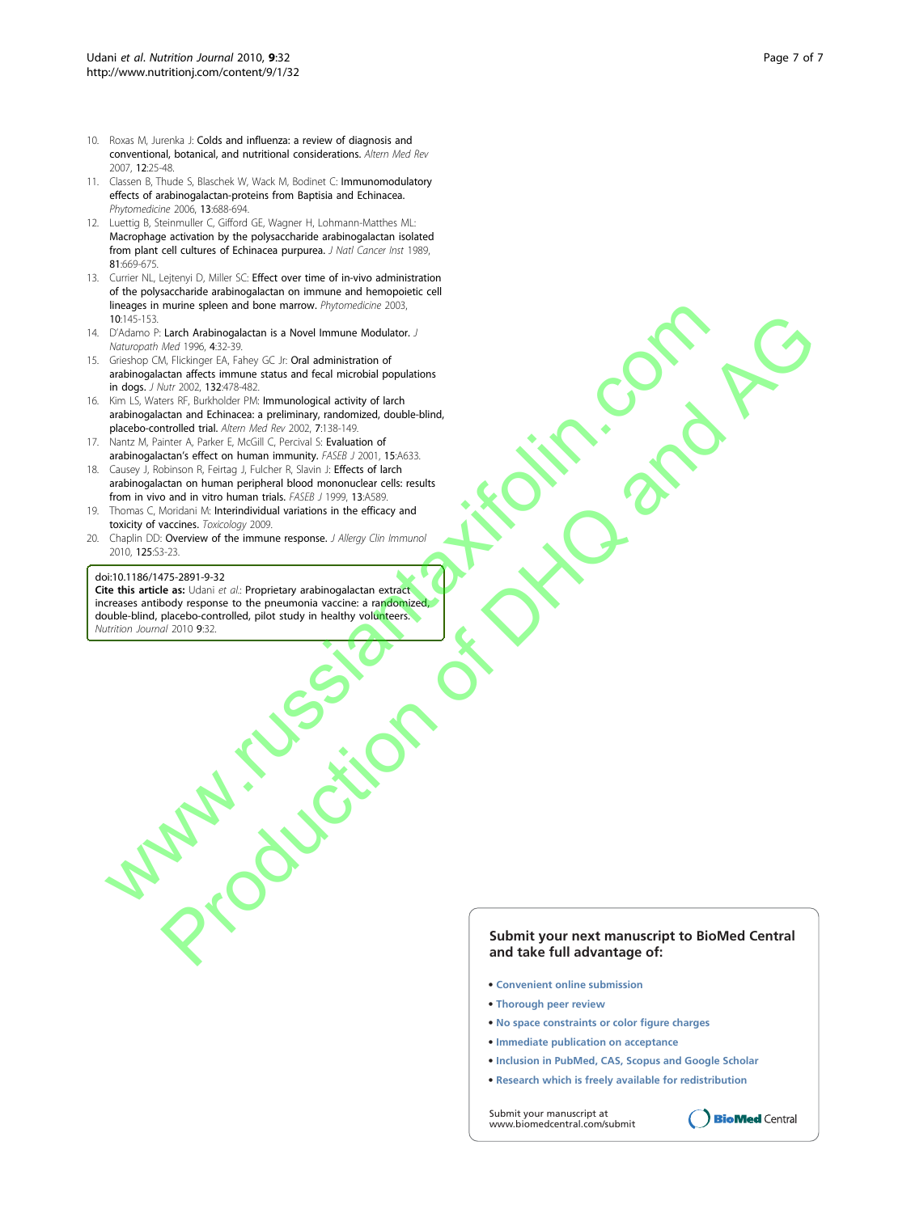10. Roxas M, Jurenka J: **Colds and influenza: a review of diagnosis and conventional, botanical, and nutritional considerations.** *Altern Med Rev* 2007, **12**:25-48.
11. Classen B, Thude S, Blaschek W, Wack M, Bodinet C: **Immunomodulatory effects of arabinogalactan-proteins from Baptisia and Echinacea.** *Phytomedicine* 2006, **13**:688-694.
12. Luettig B, Steinmuller C, Gifford GE, Wagner H, Lohmann-Matthes ML: **Macrophage activation by the polysaccharide arabinogalactan isolated from plant cell cultures of Echinacea purpurea.** *J Natl Cancer Inst* 1989, **81**:669-675.
13. Currier NL, Lejtenyi D, Miller SC: **Effect over time of in-vivo administration of the polysaccharide arabinogalactan on immune and hemopoietic cell lineages in murine spleen and bone marrow.** *Phytomedicine* 2003, **10**:145-153.
14. D'Adamo P: **Larch Arabinogalactan is a Novel Immune Modulator.** *J Naturopath Med* 1996, **4**:32-39.
15. Grieshop CM, Flickinger EA, Fahey GC Jr: **Oral administration of arabinogalactan affects immune status and fecal microbial populations in dogs.** *J Nutr* 2002, **132**:478-482.
16. Kim LS, Waters RF, Burkholder PM: **Immunological activity of larch arabinogalactan and Echinacea: a preliminary, randomized, double-blind, placebo-controlled trial.** *Altern Med Rev* 2002, **7**:138-149.
17. Nantz M, Painter A, Parker E, McGill C, Percival S: **Evaluation of arabinogalactan's effect on human immunity.** *FASEB J* 2001, **15**:A633.
18. Causey J, Robinson R, Feirtag J, Fulcher R, Slavin J: **Effects of larch arabinogalactan on human peripheral blood mononuclear cells: results from in vivo and in vitro human trials.** *FASEB J* 1999, **13**:A589.
19. Thomas C, Moridani M: **Interindividual variations in the efficacy and toxicity of vaccines.** *Toxicology* 2009.
20. Chaplin DD: **Overview of the immune response.** *J Allergy Clin Immunol* 2010, **125**:S3-23.

doi:10.1186/1475-2891-9-32

**Cite this article as:** Udani *et al.*: Proprietary arabinogalactan extract increases antibody response to the pneumonia vaccine: a randomized, double-blind, placebo-controlled, pilot study in healthy volunteers. *Nutrition Journal* 2010 **9**:32.

**Submit your next manuscript to BioMed Central and take full advantage of:**

- Convenient online submission
- Thorough peer review
- No space constraints or color figure charges
- Immediate publication on acceptance
- Inclusion in PubMed, CAS, Scopus and Google Scholar
- Research which is freely available for redistribution

Submit your manuscript at www.biomedcentral.com/submit